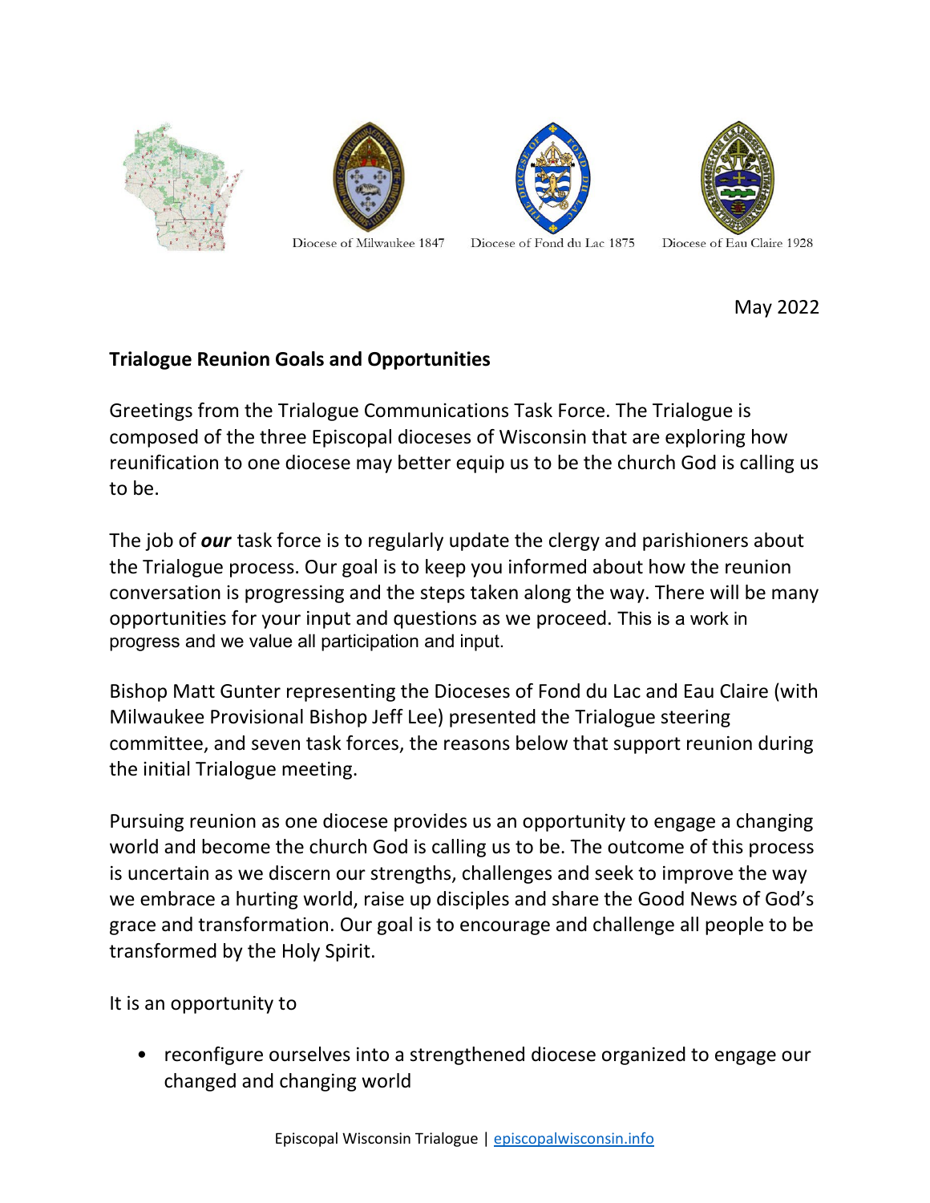Diocese of Milwaukee 1847 Diocese of Fond du Lac 1875 Diocese of Eau Claire 1928

May 2022

**Trialogue Reunion Goals and Opportunities**

Greetings from the Trialogue Communications Task Force. The Trialogue is composed of the three Episcopal dioceses of Wisconsin that are exploring how reunification to one diocese may better equip us to be the church God is calling us to be.

The job of ***our*** task force is to regularly update the clergy and parishioners about the Trialogue process. Our goal is to keep you informed about how the reunion conversation is progressing and the steps taken along the way. There will be many opportunities for your input and questions as we proceed. This is a work in progress and we value all participation and input.

Bishop Matt Gunter representing the Dioceses of Fond du Lac and Eau Claire (with Milwaukee Provisional Bishop Jeff Lee) presented the Trialogue steering committee, and seven task forces, the reasons below that support reunion during the initial Trialogue meeting.

Pursuing reunion as one diocese provides us an opportunity to engage a changing world and become the church God is calling us to be. The outcome of this process is uncertain as we discern our strengths, challenges and seek to improve the way we embrace a hurting world, raise up disciples and share the Good News of God's grace and transformation. Our goal is to encourage and challenge all people to be transformed by the Holy Spirit.

It is an opportunity to

- reconfigure ourselves into a strengthened diocese organized to engage our changed and changing world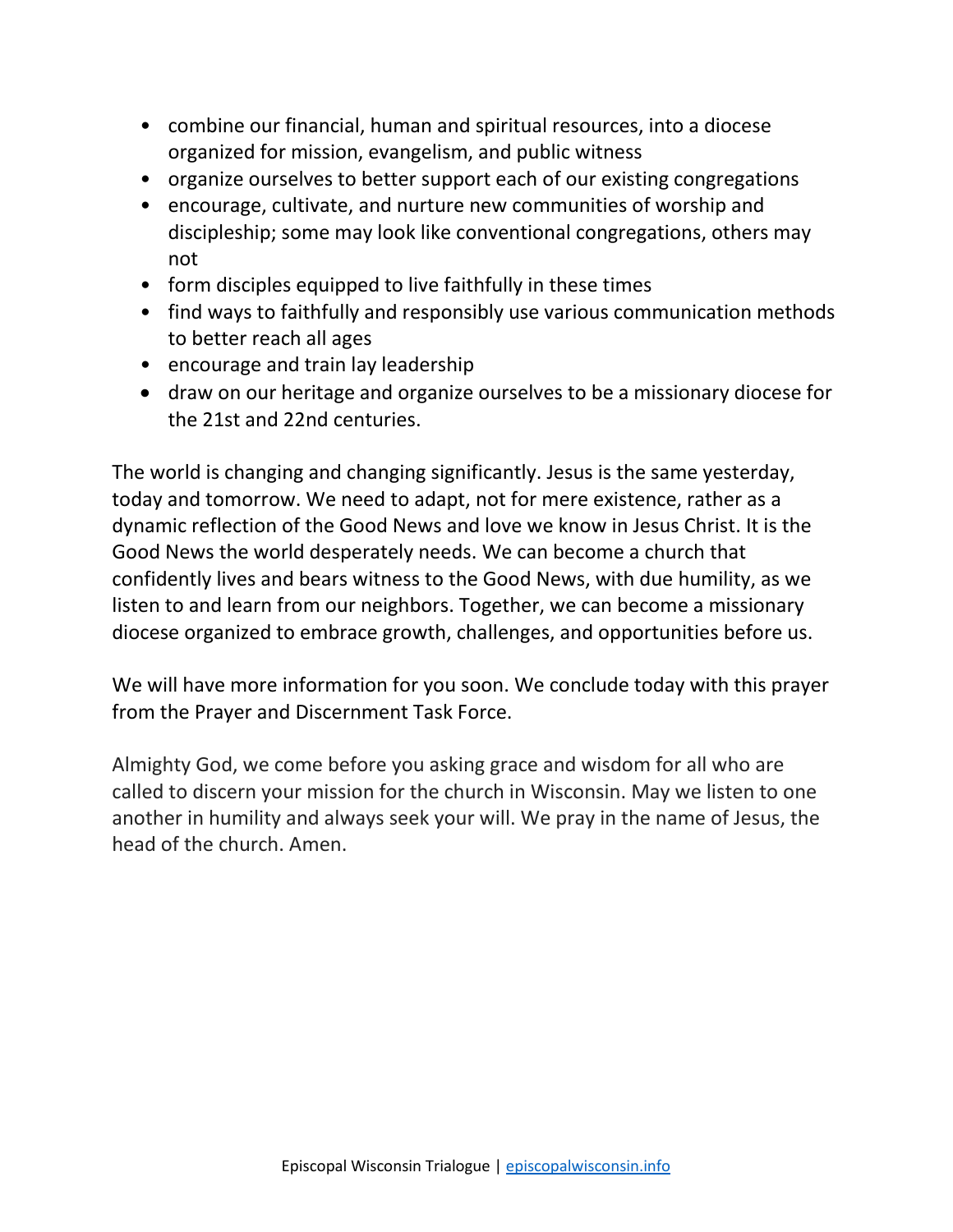- combine our financial, human and spiritual resources, into a diocese organized for mission, evangelism, and public witness
- organize ourselves to better support each of our existing congregations
- encourage, cultivate, and nurture new communities of worship and discipleship; some may look like conventional congregations, others may not
- form disciples equipped to live faithfully in these times
- find ways to faithfully and responsibly use various communication methods to better reach all ages
- encourage and train lay leadership
- draw on our heritage and organize ourselves to be a missionary diocese for the 21st and 22nd centuries.

The world is changing and changing significantly. Jesus is the same yesterday, today and tomorrow. We need to adapt, not for mere existence, rather as a dynamic reflection of the Good News and love we know in Jesus Christ. It is the Good News the world desperately needs. We can become a church that confidently lives and bears witness to the Good News, with due humility, as we listen to and learn from our neighbors. Together, we can become a missionary diocese organized to embrace growth, challenges, and opportunities before us.

We will have more information for you soon. We conclude today with this prayer from the Prayer and Discernment Task Force.

Almighty God, we come before you asking grace and wisdom for all who are called to discern your mission for the church in Wisconsin. May we listen to one another in humility and always seek your will. We pray in the name of Jesus, the head of the church. Amen.